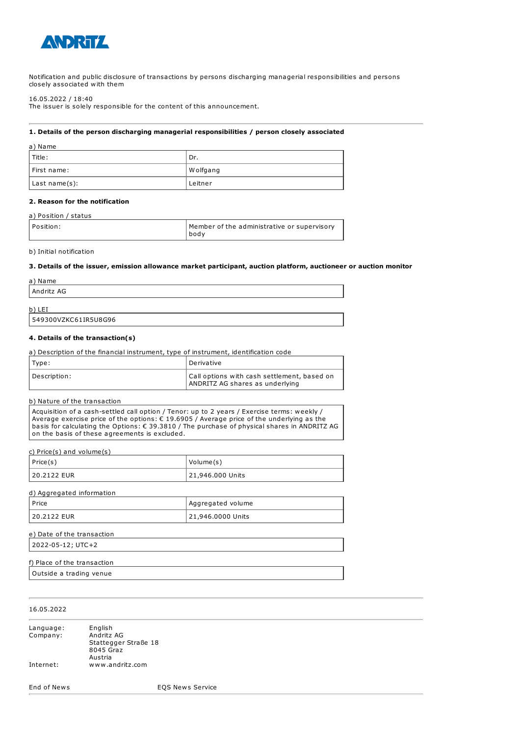Notification and public disclosure of transactions by persons discharging managerial responsibilities and persons closely associated with them

16.05.2022 / 18:40
The issuer is solely responsible for the content of this announcement.

---

**1. Details of the person discharging managerial responsibilities / person closely associated**

a) Name

| Title: | Dr. |
|---|---|
| First name: | Wolfgang |
| Last name(s): | Leitner |

**2. Reason for the notification**

a) Position / status

| Position: | Member of the administrative or supervisory body |
|---|---|

b) Initial notification

**3. Details of the issuer, emission allowance market participant, auction platform, auctioneer or auction monitor**

a) Name

| Andritz AG |
|---|

b) LEI

| 549300VZKC61IR5U8G96 |
|---|

**4. Details of the transaction(s)**

a) Description of the financial instrument, type of instrument, identification code

| Type: | Derivative |
|---|---|
| Description: | Call options with cash settlement, based on ANDRITZ AG shares as underlying |

b) Nature of the transaction

| Acquisition of a cash-settled call option / Tenor: up to 2 years / Exercise terms: weekly / Average exercise price of the options: € 19.6905 / Average price of the underlying as the basis for calculating the Options: € 39.3810 / The purchase of physical shares in ANDRITZ AG on the basis of these agreements is excluded. |
|---|

c) Price(s) and volume(s)

| Price(s) | Volume(s) |
|---|---|
| 20.2122 EUR | 21,946.000 Units |

d) Aggregated information

| Price | Aggregated volume |
|---|---|
| 20.2122 EUR | 21,946.0000 Units |

e) Date of the transaction

| 2022-05-12; UTC+2 |
|---|

f) Place of the transaction

| Outside a trading venue |
|---|

---

16.05.2022

---

| | |
|---|---|
| Language: | English |
| Company: | Andritz AG<br>Stattegger Straße 18<br>8045 Graz<br>Austria |
| Internet: | www.andritz.com |

End of News EQS News Service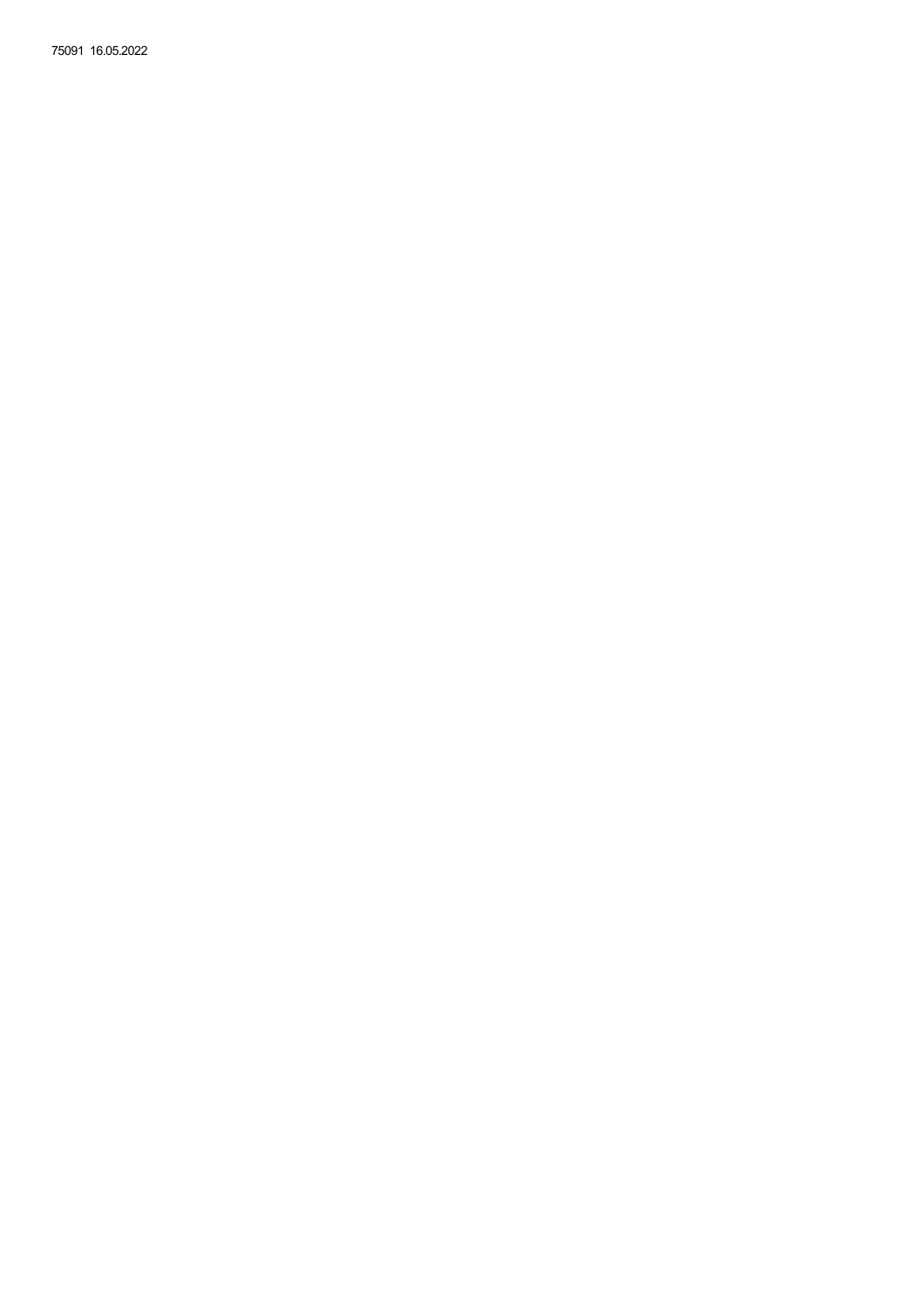75091 16.05.2022